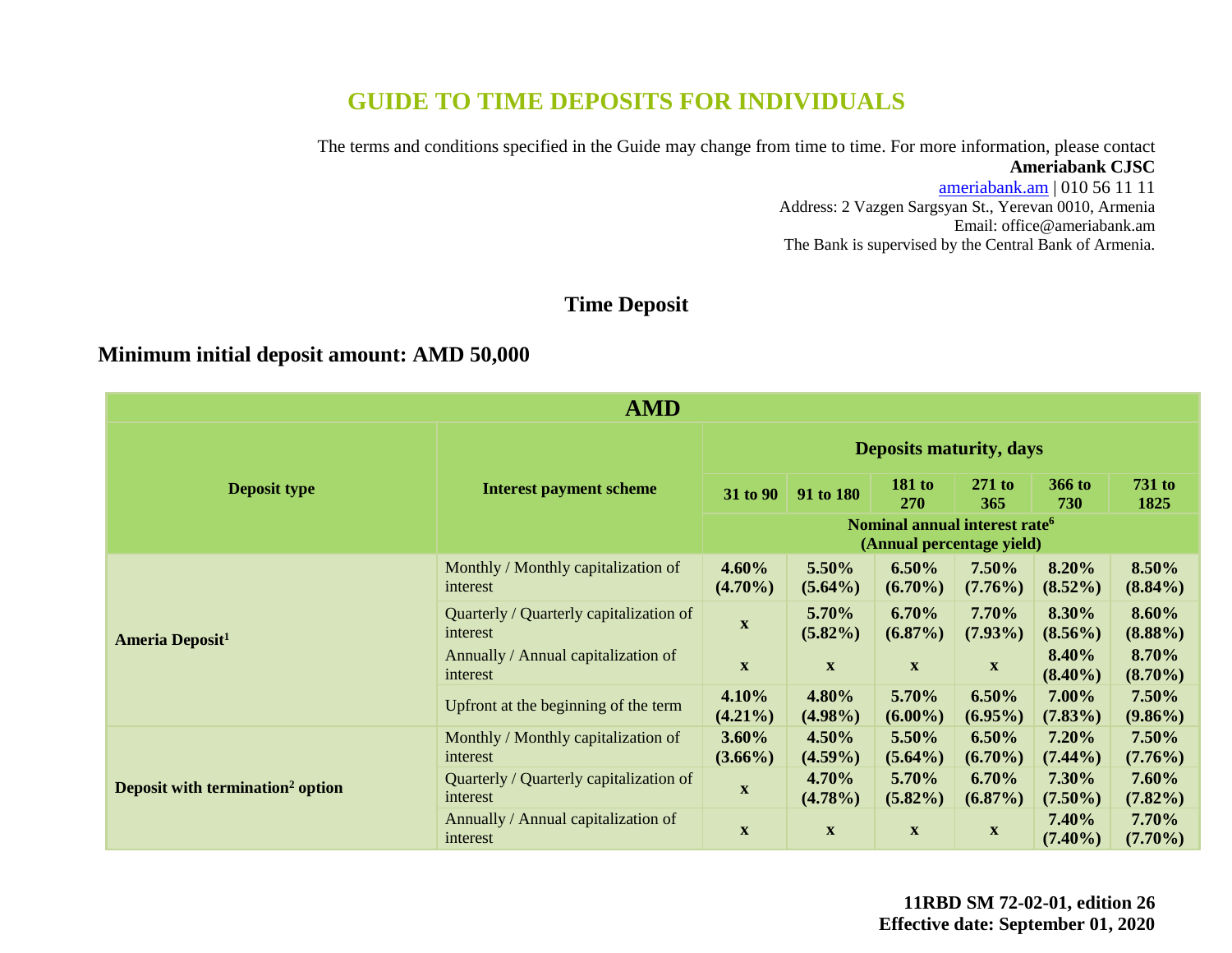# GUIDE TO TIME DEPOSITS FOR INDIVIDUALS

The terms and conditions specified in the Guide may change from time to time. For more information, please contact
**Ameriabank CJSC**
ameriabank.am | 010 56 11 11
Address: 2 Vazgen Sargsyan St., Yerevan 0010, Armenia
Email: office@ameriabank.am
The Bank is supervised by the Central Bank of Armenia.

## Time Deposit

### Minimum initial deposit amount: AMD 50,000

| AMD | | | | | | | |
|---|---|---|---|---|---|---|---|
| **Deposit type** | **Interest payment scheme** | **Deposits maturity, days** | | | | | |
| | | **31 to 90** | **91 to 180** | **181 to 270** | **271 to 365** | **366 to 730** | **731 to 1825** |
| | | **Nominal annual interest rate[6] (Annual percentage yield)** | | | | | |
| **Ameria Deposit[1]** | Monthly / Monthly capitalization of interest | **4.60% (4.70%)** | **5.50% (5.64%)** | **6.50% (6.70%)** | **7.50% (7.76%)** | **8.20% (8.52%)** | **8.50% (8.84%)** |
| | Quarterly / Quarterly capitalization of interest | **x** | **5.70% (5.82%)** | **6.70% (6.87%)** | **7.70% (7.93%)** | **8.30% (8.56%)** | **8.60% (8.88%)** |
| | Annually / Annual capitalization of interest | **x** | **x** | **x** | **x** | **8.40% (8.40%)** | **8.70% (8.70%)** |
| | Upfront at the beginning of the term | **4.10% (4.21%)** | **4.80% (4.98%)** | **5.70% (6.00%)** | **6.50% (6.95%)** | **7.00% (7.83%)** | **7.50% (9.86%)** |
| **Deposit with termination[2] option** | Monthly / Monthly capitalization of interest | **3.60% (3.66%)** | **4.50% (4.59%)** | **5.50% (5.64%)** | **6.50% (6.70%)** | **7.20% (7.44%)** | **7.50% (7.76%)** |
| | Quarterly / Quarterly capitalization of interest | **x** | **4.70% (4.78%)** | **5.70% (5.82%)** | **6.70% (6.87%)** | **7.30% (7.50%)** | **7.60% (7.82%)** |
| | Annually / Annual capitalization of interest | **x** | **x** | **x** | **x** | **7.40% (7.40%)** | **7.70% (7.70%)** |

**11RBD SM 72-02-01, edition 26**
**Effective date: September 01, 2020**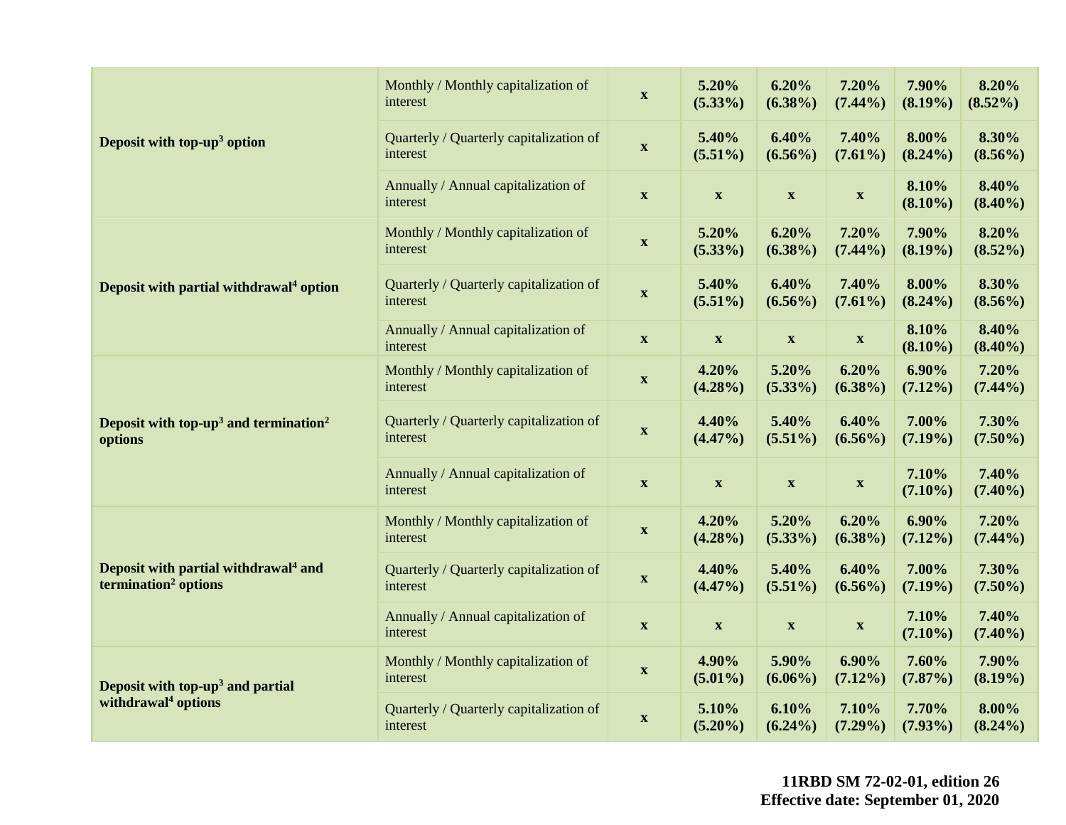| | | | | | | | |
|---|---|---|---|---|---|---|---|
| **Deposit with top-up[3] option** | Monthly / Monthly capitalization of interest | **x** | **5.20% (5.33%)** | **6.20% (6.38%)** | **7.20% (7.44%)** | **7.90% (8.19%)** | **8.20% (8.52%)** |
| | Quarterly / Quarterly capitalization of interest | **x** | **5.40% (5.51%)** | **6.40% (6.56%)** | **7.40% (7.61%)** | **8.00% (8.24%)** | **8.30% (8.56%)** |
| | Annually / Annual capitalization of interest | **x** | **x** | **x** | **x** | **8.10% (8.10%)** | **8.40% (8.40%)** |
| **Deposit with partial withdrawal[4] option** | Monthly / Monthly capitalization of interest | **x** | **5.20% (5.33%)** | **6.20% (6.38%)** | **7.20% (7.44%)** | **7.90% (8.19%)** | **8.20% (8.52%)** |
| | Quarterly / Quarterly capitalization of interest | **x** | **5.40% (5.51%)** | **6.40% (6.56%)** | **7.40% (7.61%)** | **8.00% (8.24%)** | **8.30% (8.56%)** |
| | Annually / Annual capitalization of interest | **x** | **x** | **x** | **x** | **8.10% (8.10%)** | **8.40% (8.40%)** |
| **Deposit with top-up[3] and termination[2] options** | Monthly / Monthly capitalization of interest | **x** | **4.20% (4.28%)** | **5.20% (5.33%)** | **6.20% (6.38%)** | **6.90% (7.12%)** | **7.20% (7.44%)** |
| | Quarterly / Quarterly capitalization of interest | **x** | **4.40% (4.47%)** | **5.40% (5.51%)** | **6.40% (6.56%)** | **7.00% (7.19%)** | **7.30% (7.50%)** |
| | Annually / Annual capitalization of interest | **x** | **x** | **x** | **x** | **7.10% (7.10%)** | **7.40% (7.40%)** |
| **Deposit with partial withdrawal[4] and termination[2] options** | Monthly / Monthly capitalization of interest | **x** | **4.20% (4.28%)** | **5.20% (5.33%)** | **6.20% (6.38%)** | **6.90% (7.12%)** | **7.20% (7.44%)** |
| | Quarterly / Quarterly capitalization of interest | **x** | **4.40% (4.47%)** | **5.40% (5.51%)** | **6.40% (6.56%)** | **7.00% (7.19%)** | **7.30% (7.50%)** |
| | Annually / Annual capitalization of interest | **x** | **x** | **x** | **x** | **7.10% (7.10%)** | **7.40% (7.40%)** |
| **Deposit with top-up[3] and partial withdrawal[4] options** | Monthly / Monthly capitalization of interest | **x** | **4.90% (5.01%)** | **5.90% (6.06%)** | **6.90% (7.12%)** | **7.60% (7.87%)** | **7.90% (8.19%)** |
| | Quarterly / Quarterly capitalization of interest | **x** | **5.10% (5.20%)** | **6.10% (6.24%)** | **7.10% (7.29%)** | **7.70% (7.93%)** | **8.00% (8.24%)** |

**11RBD SM 72-02-01, edition 26**
**Effective date: September 01, 2020**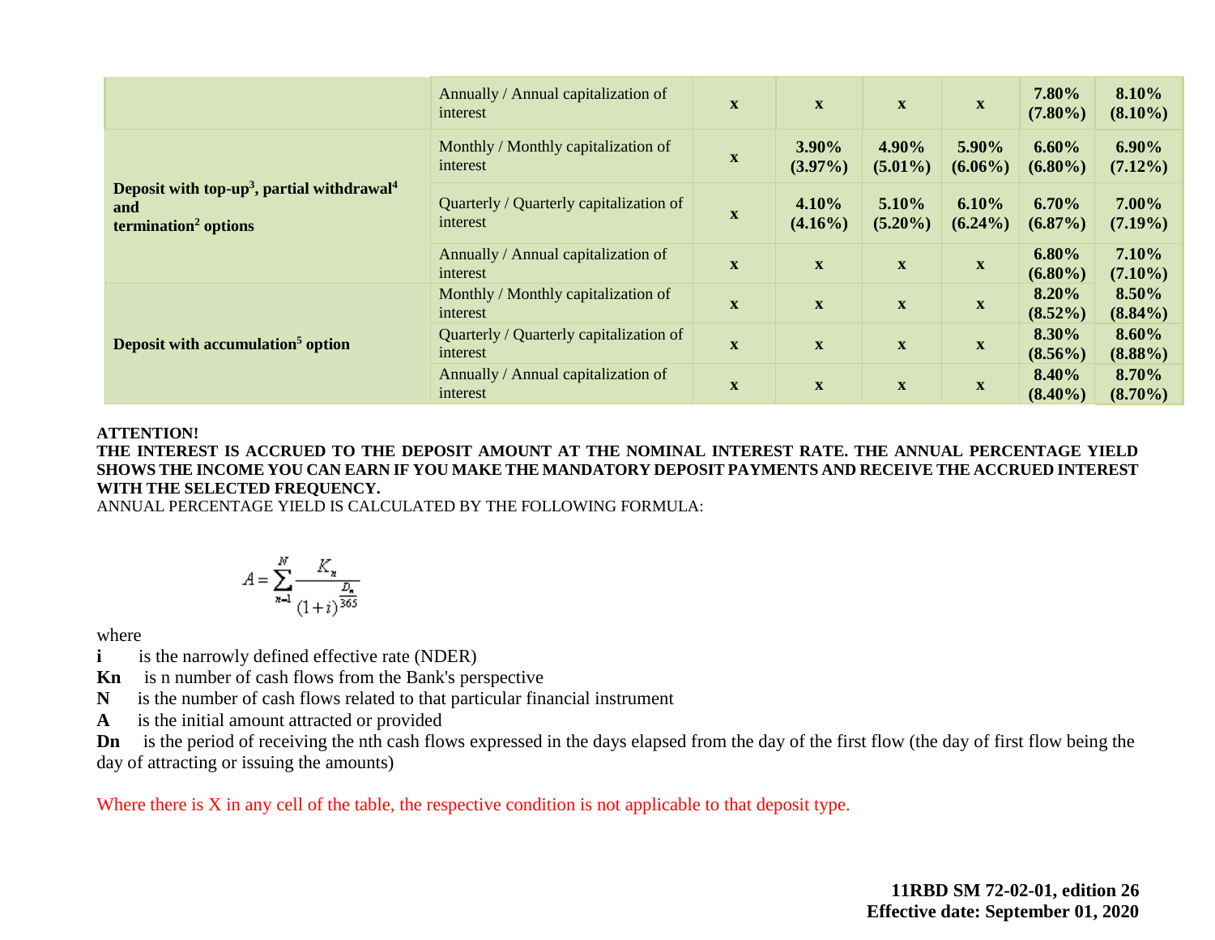| | | | | | | | |
|---|---|---|---|---|---|---|---|
| | Annually / Annual capitalization of interest | **x** | **x** | **x** | **x** | **7.80% (7.80%)** | **8.10% (8.10%)** |
| **Deposit with top-up[3], partial withdrawal[4] and termination[2] options** | Monthly / Monthly capitalization of interest | **x** | **3.90% (3.97%)** | **4.90% (5.01%)** | **5.90% (6.06%)** | **6.60% (6.80%)** | **6.90% (7.12%)** |
| | Quarterly / Quarterly capitalization of interest | **x** | **4.10% (4.16%)** | **5.10% (5.20%)** | **6.10% (6.24%)** | **6.70% (6.87%)** | **7.00% (7.19%)** |
| | Annually / Annual capitalization of interest | **x** | **x** | **x** | **x** | **6.80% (6.80%)** | **7.10% (7.10%)** |
| **Deposit with accumulation[5] option** | Monthly / Monthly capitalization of interest | **x** | **x** | **x** | **x** | **8.20% (8.52%)** | **8.50% (8.84%)** |
| | Quarterly / Quarterly capitalization of interest | **x** | **x** | **x** | **x** | **8.30% (8.56%)** | **8.60% (8.88%)** |
| | Annually / Annual capitalization of interest | **x** | **x** | **x** | **x** | **8.40% (8.40%)** | **8.70% (8.70%)** |

**ATTENTION!**

**THE INTEREST IS ACCRUED TO THE DEPOSIT AMOUNT AT THE NOMINAL INTEREST RATE. THE ANNUAL PERCENTAGE YIELD SHOWS THE INCOME YOU CAN EARN IF YOU MAKE THE MANDATORY DEPOSIT PAYMENTS AND RECEIVE THE ACCRUED INTEREST WITH THE SELECTED FREQUENCY.**

ANNUAL PERCENTAGE YIELD IS CALCULATED BY THE FOLLOWING FORMULA:

$$A = \sum_{n=1}^{N} \frac{K_n}{(1+i)^{\frac{D_n}{365}}}$$

where

**i** is the narrowly defined effective rate (NDER)

**Kn** is n number of cash flows from the Bank's perspective

**N** is the number of cash flows related to that particular financial instrument

**A** is the initial amount attracted or provided

**Dn** is the period of receiving the nth cash flows expressed in the days elapsed from the day of the first flow (the day of first flow being the day of attracting or issuing the amounts)

Where there is X in any cell of the table, the respective condition is not applicable to that deposit type.

**11RBD SM 72-02-01, edition 26**
**Effective date: September 01, 2020**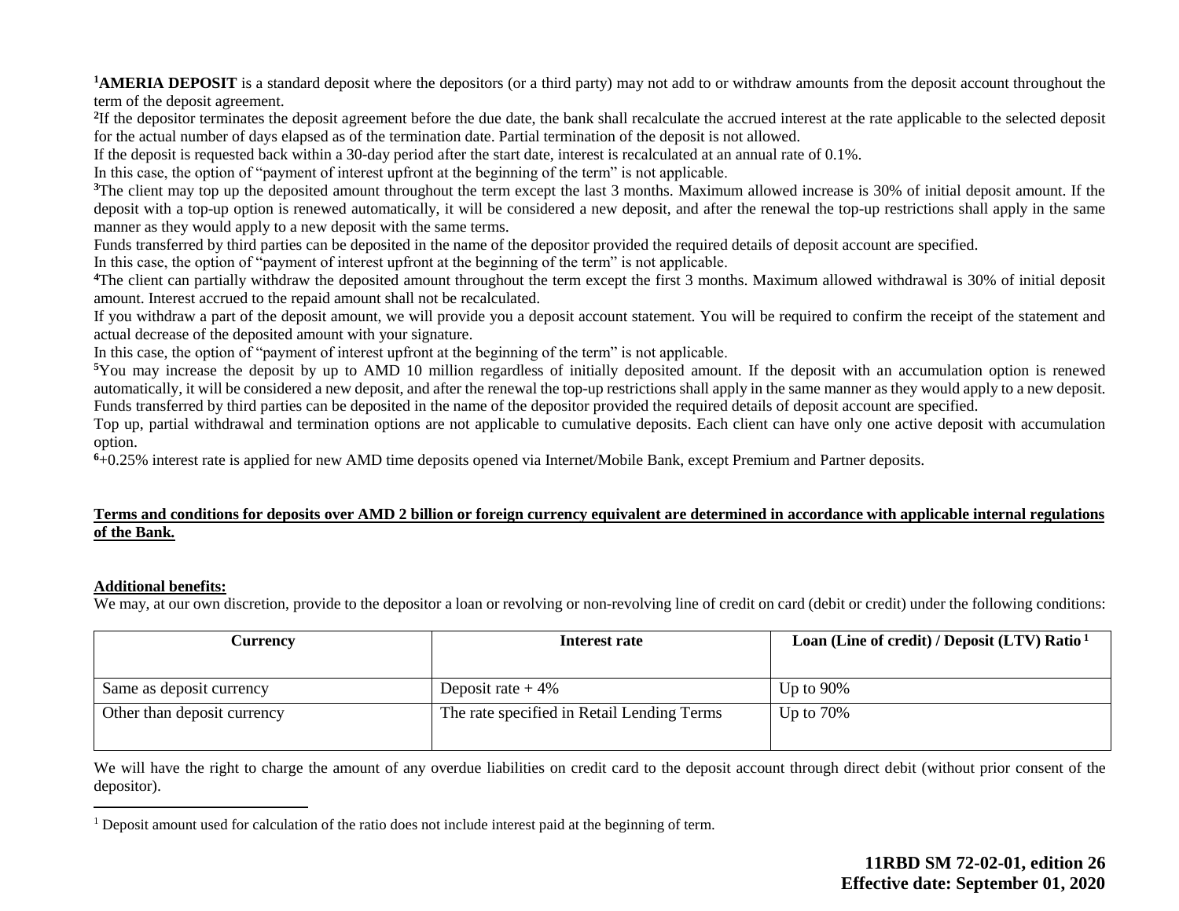[1]**AMERIA DEPOSIT** is a standard deposit where the depositors (or a third party) may not add to or withdraw amounts from the deposit account throughout the term of the deposit agreement.

[2]If the depositor terminates the deposit agreement before the due date, the bank shall recalculate the accrued interest at the rate applicable to the selected deposit for the actual number of days elapsed as of the termination date. Partial termination of the deposit is not allowed.

If the deposit is requested back within a 30-day period after the start date, interest is recalculated at an annual rate of 0.1%.

In this case, the option of "payment of interest upfront at the beginning of the term" is not applicable.

[3]The client may top up the deposited amount throughout the term except the last 3 months. Maximum allowed increase is 30% of initial deposit amount. If the deposit with a top-up option is renewed automatically, it will be considered a new deposit, and after the renewal the top-up restrictions shall apply in the same manner as they would apply to a new deposit with the same terms.

Funds transferred by third parties can be deposited in the name of the depositor provided the required details of deposit account are specified.

In this case, the option of "payment of interest upfront at the beginning of the term" is not applicable.

[4]The client can partially withdraw the deposited amount throughout the term except the first 3 months. Maximum allowed withdrawal is 30% of initial deposit amount. Interest accrued to the repaid amount shall not be recalculated.

If you withdraw a part of the deposit amount, we will provide you a deposit account statement. You will be required to confirm the receipt of the statement and actual decrease of the deposited amount with your signature.

In this case, the option of "payment of interest upfront at the beginning of the term" is not applicable.

[5]You may increase the deposit by up to AMD 10 million regardless of initially deposited amount. If the deposit with an accumulation option is renewed automatically, it will be considered a new deposit, and after the renewal the top-up restrictions shall apply in the same manner as they would apply to a new deposit. Funds transferred by third parties can be deposited in the name of the depositor provided the required details of deposit account are specified.

Top up, partial withdrawal and termination options are not applicable to cumulative deposits. Each client can have only one active deposit with accumulation option.

[6]+0.25% interest rate is applied for new AMD time deposits opened via Internet/Mobile Bank, except Premium and Partner deposits.

**Terms and conditions for deposits over AMD 2 billion or foreign currency equivalent are determined in accordance with applicable internal regulations of the Bank.**

**Additional benefits:**

We may, at our own discretion, provide to the depositor a loan or revolving or non-revolving line of credit on card (debit or credit) under the following conditions:

| Currency | Interest rate | Loan (Line of credit) / Deposit (LTV) Ratio [1] |
|---|---|---|
| Same as deposit currency | Deposit rate + 4% | Up to 90% |
| Other than deposit currency | The rate specified in Retail Lending Terms | Up to 70% |

We will have the right to charge the amount of any overdue liabilities on credit card to the deposit account through direct debit (without prior consent of the depositor).

[1] Deposit amount used for calculation of the ratio does not include interest paid at the beginning of term.

**11RBD SM 72-02-01, edition 26**
**Effective date: September 01, 2020**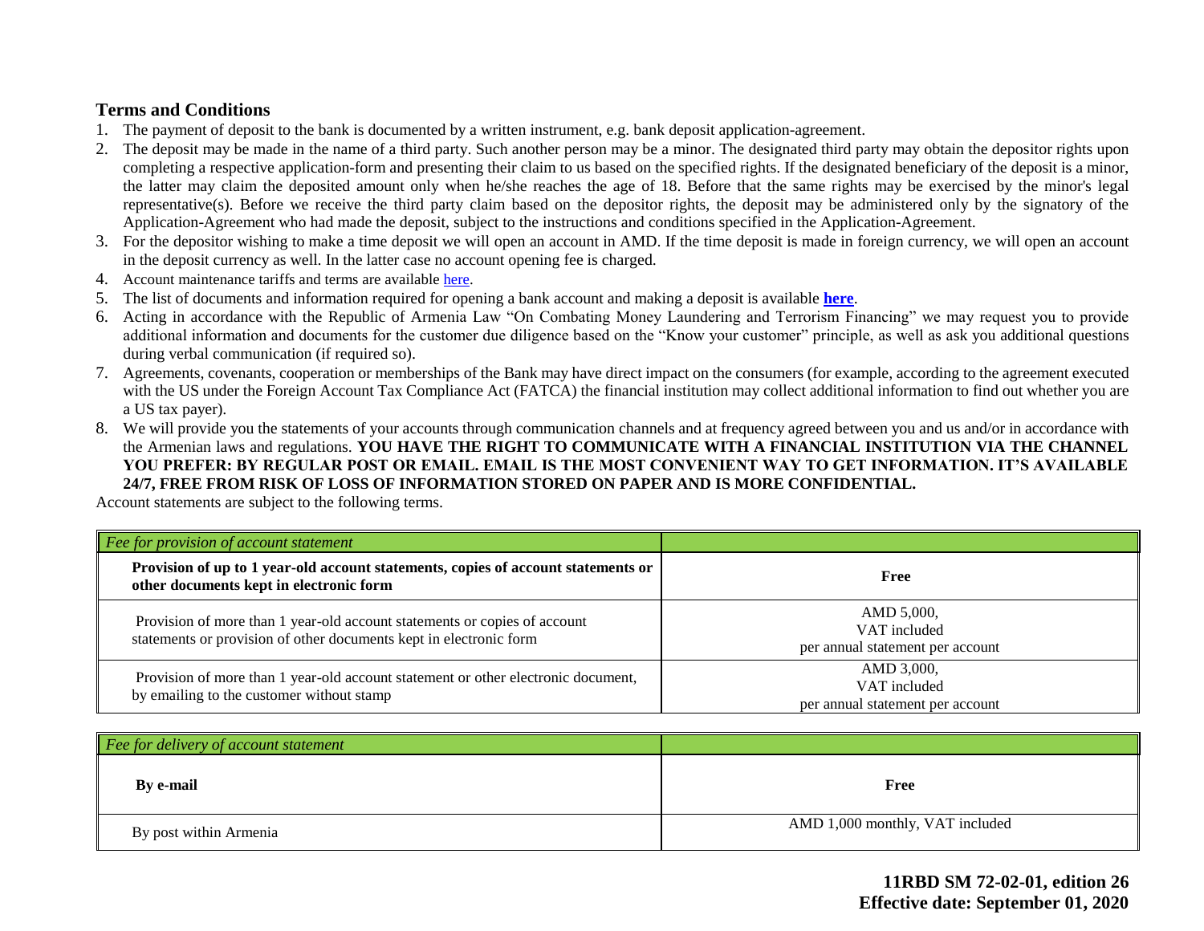## Terms and Conditions

1. The payment of deposit to the bank is documented by a written instrument, e.g. bank deposit application-agreement.
2. The deposit may be made in the name of a third party. Such another person may be a minor. The designated third party may obtain the depositor rights upon completing a respective application-form and presenting their claim to us based on the specified rights. If the designated beneficiary of the deposit is a minor, the latter may claim the deposited amount only when he/she reaches the age of 18. Before that the same rights may be exercised by the minor's legal representative(s). Before we receive the third party claim based on the depositor rights, the deposit may be administered only by the signatory of the Application-Agreement who had made the deposit, subject to the instructions and conditions specified in the Application-Agreement.
3. For the depositor wishing to make a time deposit we will open an account in AMD. If the time deposit is made in foreign currency, we will open an account in the deposit currency as well. In the latter case no account opening fee is charged.
4. Account maintenance tariffs and terms are available here.
5. The list of documents and information required for opening a bank account and making a deposit is available **here**.
6. Acting in accordance with the Republic of Armenia Law "On Combating Money Laundering and Terrorism Financing" we may request you to provide additional information and documents for the customer due diligence based on the "Know your customer" principle, as well as ask you additional questions during verbal communication (if required so).
7. Agreements, covenants, cooperation or memberships of the Bank may have direct impact on the consumers (for example, according to the agreement executed with the US under the Foreign Account Tax Compliance Act (FATCA) the financial institution may collect additional information to find out whether you are a US tax payer).
8. We will provide you the statements of your accounts through communication channels and at frequency agreed between you and us and/or in accordance with the Armenian laws and regulations. **YOU HAVE THE RIGHT TO COMMUNICATE WITH A FINANCIAL INSTITUTION VIA THE CHANNEL YOU PREFER: BY REGULAR POST OR EMAIL. EMAIL IS THE MOST CONVENIENT WAY TO GET INFORMATION. IT'S AVAILABLE 24/7, FREE FROM RISK OF LOSS OF INFORMATION STORED ON PAPER AND IS MORE CONFIDENTIAL.**

Account statements are subject to the following terms.

| *Fee for provision of account statement* | |
|---|---|
| **Provision of up to 1 year-old account statements, copies of account statements or other documents kept in electronic form** | **Free** |
| Provision of more than 1 year-old account statements or copies of account statements or provision of other documents kept in electronic form | AMD 5,000, VAT included per annual statement per account |
| Provision of more than 1 year-old account statement or other electronic document, by emailing to the customer without stamp | AMD 3,000, VAT included per annual statement per account |

| *Fee for delivery of account statement* | |
|---|---|
| **By e-mail** | **Free** |
| By post within Armenia | AMD 1,000 monthly, VAT included |

**11RBD SM 72-02-01, edition 26**
**Effective date: September 01, 2020**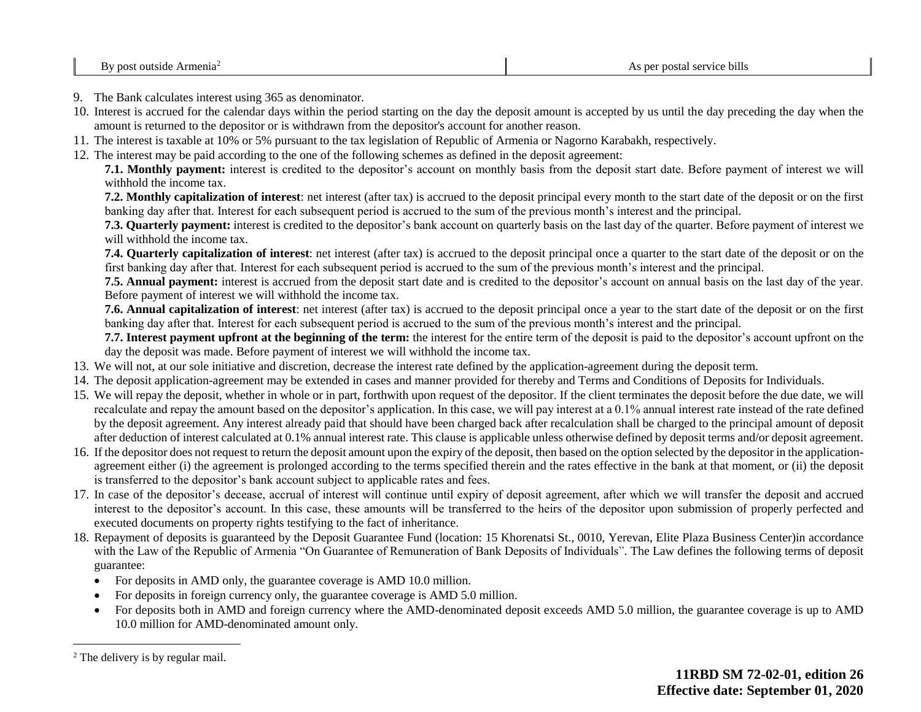| By post outside Armenia[2] | As per postal service bills |
|---|---|

9. The Bank calculates interest using 365 as denominator.
10. Interest is accrued for the calendar days within the period starting on the day the deposit amount is accepted by us until the day preceding the day when the amount is returned to the depositor or is withdrawn from the depositor's account for another reason.
11. The interest is taxable at 10% or 5% pursuant to the tax legislation of Republic of Armenia or Nagorno Karabakh, respectively.
12. The interest may be paid according to the one of the following schemes as defined in the deposit agreement:

    **7.1. Monthly payment:** interest is credited to the depositor's account on monthly basis from the deposit start date. Before payment of interest we will withhold the income tax.

    **7.2. Monthly capitalization of interest**: net interest (after tax) is accrued to the deposit principal every month to the start date of the deposit or on the first banking day after that. Interest for each subsequent period is accrued to the sum of the previous month's interest and the principal.

    **7.3. Quarterly payment:** interest is credited to the depositor's bank account on quarterly basis on the last day of the quarter. Before payment of interest we will withhold the income tax.

    **7.4. Quarterly capitalization of interest**: net interest (after tax) is accrued to the deposit principal once a quarter to the start date of the deposit or on the first banking day after that. Interest for each subsequent period is accrued to the sum of the previous month's interest and the principal.

    **7.5. Annual payment:** interest is accrued from the deposit start date and is credited to the depositor's account on annual basis on the last day of the year. Before payment of interest we will withhold the income tax.

    **7.6. Annual capitalization of interest**: net interest (after tax) is accrued to the deposit principal once a year to the start date of the deposit or on the first banking day after that. Interest for each subsequent period is accrued to the sum of the previous month's interest and the principal.

    **7.7. Interest payment upfront at the beginning of the term:** the interest for the entire term of the deposit is paid to the depositor's account upfront on the day the deposit was made. Before payment of interest we will withhold the income tax.
13. We will not, at our sole initiative and discretion, decrease the interest rate defined by the application-agreement during the deposit term.
14. The deposit application-agreement may be extended in cases and manner provided for thereby and Terms and Conditions of Deposits for Individuals.
15. We will repay the deposit, whether in whole or in part, forthwith upon request of the depositor. If the client terminates the deposit before the due date, we will recalculate and repay the amount based on the depositor's application. In this case, we will pay interest at a 0.1% annual interest rate instead of the rate defined by the deposit agreement. Any interest already paid that should have been charged back after recalculation shall be charged to the principal amount of deposit after deduction of interest calculated at 0.1% annual interest rate. This clause is applicable unless otherwise defined by deposit terms and/or deposit agreement.
16. If the depositor does not request to return the deposit amount upon the expiry of the deposit, then based on the option selected by the depositor in the application-agreement either (i) the agreement is prolonged according to the terms specified therein and the rates effective in the bank at that moment, or (ii) the deposit is transferred to the depositor's bank account subject to applicable rates and fees.
17. In case of the depositor's decease, accrual of interest will continue until expiry of deposit agreement, after which we will transfer the deposit and accrued interest to the depositor's account. In this case, these amounts will be transferred to the heirs of the depositor upon submission of properly perfected and executed documents on property rights testifying to the fact of inheritance.
18. Repayment of deposits is guaranteed by the Deposit Guarantee Fund (location: 15 Khorenatsi St., 0010, Yerevan, Elite Plaza Business Center)in accordance with the Law of the Republic of Armenia "On Guarantee of Remuneration of Bank Deposits of Individuals". The Law defines the following terms of deposit guarantee:
    - For deposits in AMD only, the guarantee coverage is AMD 10.0 million.
    - For deposits in foreign currency only, the guarantee coverage is AMD 5.0 million.
    - For deposits both in AMD and foreign currency where the AMD-denominated deposit exceeds AMD 5.0 million, the guarantee coverage is up to AMD 10.0 million for AMD-denominated amount only.

[2] The delivery is by regular mail.

**11RBD SM 72-02-01, edition 26**
**Effective date: September 01, 2020**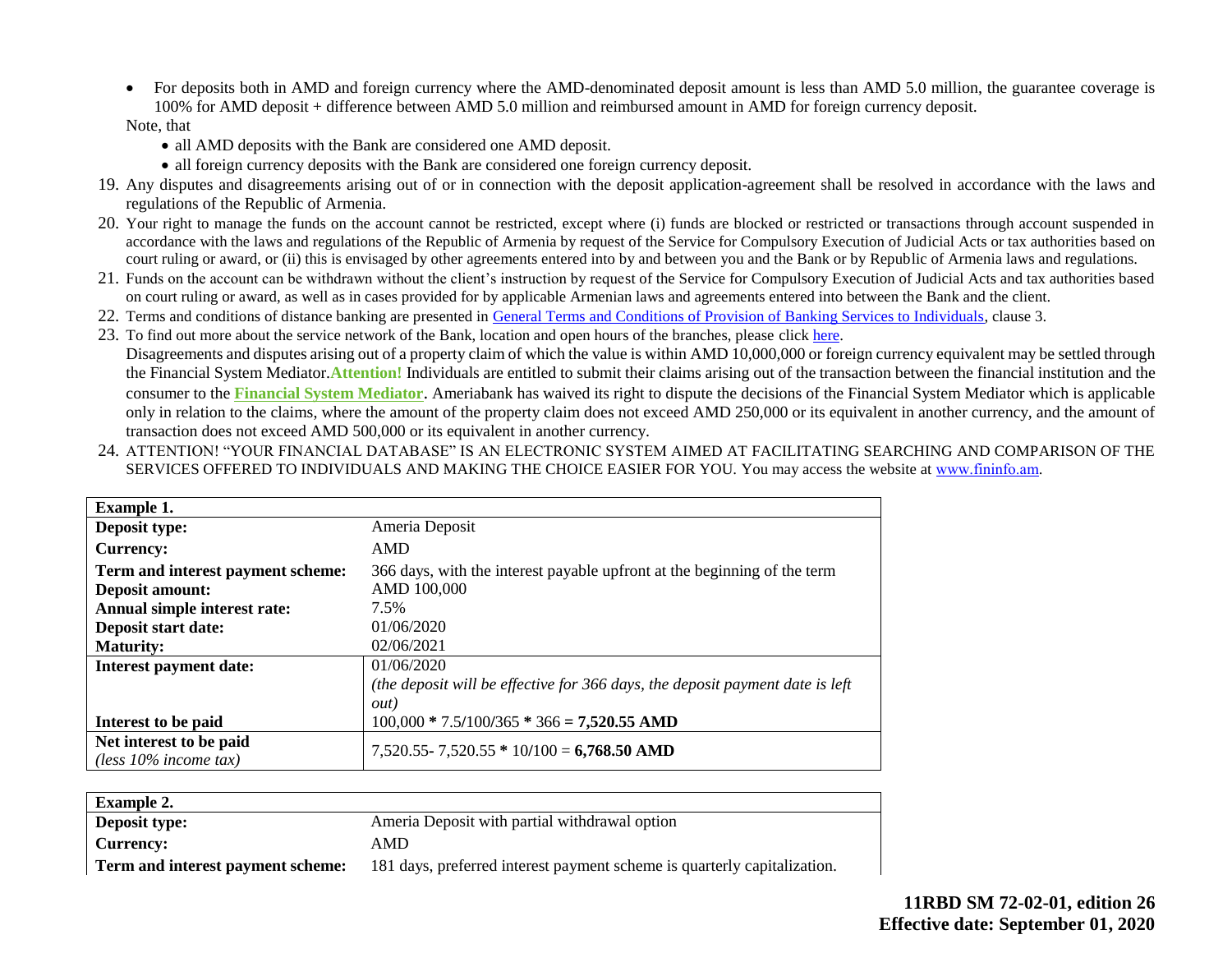- For deposits both in AMD and foreign currency where the AMD-denominated deposit amount is less than AMD 5.0 million, the guarantee coverage is 100% for AMD deposit + difference between AMD 5.0 million and reimbursed amount in AMD for foreign currency deposit.

Note, that

- all AMD deposits with the Bank are considered one AMD deposit.
- all foreign currency deposits with the Bank are considered one foreign currency deposit.

19. Any disputes and disagreements arising out of or in connection with the deposit application-agreement shall be resolved in accordance with the laws and regulations of the Republic of Armenia.
20. Your right to manage the funds on the account cannot be restricted, except where (i) funds are blocked or restricted or transactions through account suspended in accordance with the laws and regulations of the Republic of Armenia by request of the Service for Compulsory Execution of Judicial Acts or tax authorities based on court ruling or award, or (ii) this is envisaged by other agreements entered into by and between you and the Bank or by Republic of Armenia laws and regulations.
21. Funds on the account can be withdrawn without the client's instruction by request of the Service for Compulsory Execution of Judicial Acts and tax authorities based on court ruling or award, as well as in cases provided for by applicable Armenian laws and agreements entered into between the Bank and the client.
22. Terms and conditions of distance banking are presented in General Terms and Conditions of Provision of Banking Services to Individuals, clause 3.
23. To find out more about the service network of the Bank, location and open hours of the branches, please click here.
    Disagreements and disputes arising out of a property claim of which the value is within AMD 10,000,000 or foreign currency equivalent may be settled through the Financial System Mediator.**Attention!** Individuals are entitled to submit their claims arising out of the transaction between the financial institution and the consumer to the **Financial System Mediator**. Ameriabank has waived its right to dispute the decisions of the Financial System Mediator which is applicable only in relation to the claims, where the amount of the property claim does not exceed AMD 250,000 or its equivalent in another currency, and the amount of transaction does not exceed AMD 500,000 or its equivalent in another currency.
24. ATTENTION! "YOUR FINANCIAL DATABASE" IS AN ELECTRONIC SYSTEM AIMED AT FACILITATING SEARCHING AND COMPARISON OF THE SERVICES OFFERED TO INDIVIDUALS AND MAKING THE CHOICE EASIER FOR YOU. You may access the website at www.fininfo.am.

| **Example 1.** | |
|---|---|
| **Deposit type:** | Ameria Deposit |
| **Currency:** | AMD |
| **Term and interest payment scheme:** | 366 days, with the interest payable upfront at the beginning of the term |
| **Deposit amount:** | AMD 100,000 |
| **Annual simple interest rate:** | 7.5% |
| **Deposit start date:** | 01/06/2020 |
| **Maturity:** | 02/06/2021 |
| **Interest payment date:** | 01/06/2020<br>*(the deposit will be effective for 366 days, the deposit payment date is left out)* |
| **Interest to be paid** | 100,000 * 7.5/100/365 * 366 = **7,520.55 AMD** |
| **Net interest to be paid**<br>*(less 10% income tax)* | 7,520.55- 7,520.55 * 10/100 = **6,768.50 AMD** |

| **Example 2.** | |
|---|---|
| **Deposit type:** | Ameria Deposit with partial withdrawal option |
| **Currency:** | AMD |
| **Term and interest payment scheme:** | 181 days, preferred interest payment scheme is quarterly capitalization. |

**11RBD SM 72-02-01, edition 26**
**Effective date: September 01, 2020**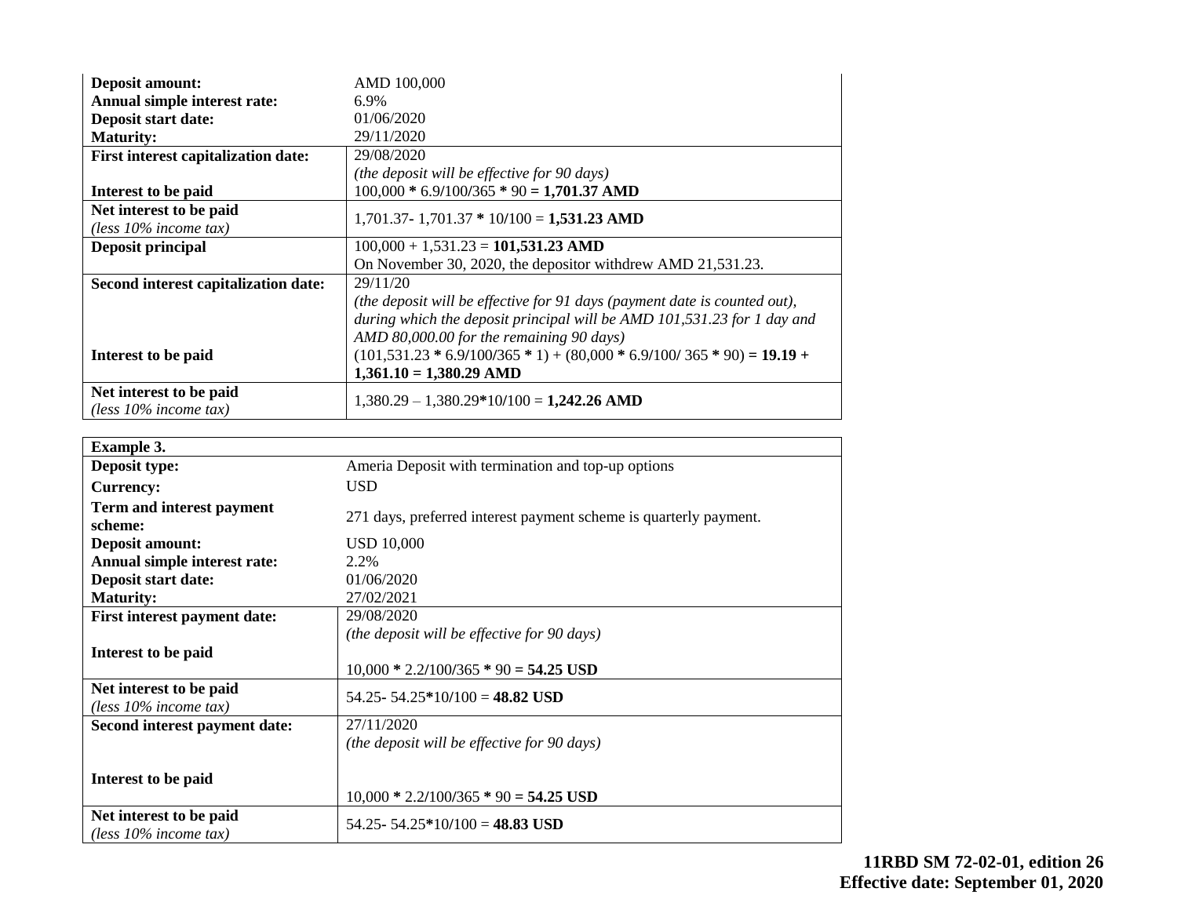| | |
|---|---|
| **Deposit amount:** | AMD 100,000 |
| **Annual simple interest rate:** | 6.9% |
| **Deposit start date:** | 01/06/2020 |
| **Maturity:** | 29/11/2020 |
| **First interest capitalization date:** | 29/08/2020 |
| | *(the deposit will be effective for 90 days)* |
| **Interest to be paid** | 100,000 * 6.9/100/365 * 90 **= 1,701.37 AMD** |
| **Net interest to be paid** *(less 10% income tax)* | 1,701.37- 1,701.37 * 10/100 = **1,531.23 AMD** |
| **Deposit principal** | 100,000 + 1,531.23 = **101,531.23 AMD** On November 30, 2020, the depositor withdrew AMD 21,531.23. |
| **Second interest capitalization date:** | 29/11/20 *(the deposit will be effective for 91 days (payment date is counted out), during which the deposit principal will be AMD 101,531.23 for 1 day and AMD 80,000.00 for the remaining 90 days)* |
| **Interest to be paid** | (101,531.23 * 6.9/100/365 * 1) + (80,000 * 6.9/100/ 365 * 90) **= 19.19 + 1,361.10 = 1,380.29 AMD** |
| **Net interest to be paid** *(less 10% income tax)* | 1,380.29 – 1,380.29*10/100 = **1,242.26 AMD** |

| **Example 3.** | |
|---|---|
| **Deposit type:** | Ameria Deposit with termination and top-up options |
| **Currency:** | USD |
| **Term and interest payment scheme:** | 271 days, preferred interest payment scheme is quarterly payment. |
| **Deposit amount:** | USD 10,000 |
| **Annual simple interest rate:** | 2.2% |
| **Deposit start date:** | 01/06/2020 |
| **Maturity:** | 27/02/2021 |
| **First interest payment date:** | 29/08/2020 *(the deposit will be effective for 90 days)* |
| **Interest to be paid** | 10,000 * 2.2/100/365 * 90 **= 54.25 USD** |
| **Net interest to be paid** *(less 10% income tax)* | 54.25- 54.25*10/100 = **48.82 USD** |
| **Second interest payment date:** | 27/11/2020 *(the deposit will be effective for 90 days)* |
| **Interest to be paid** | 10,000 * 2.2/100/365 * 90 **= 54.25 USD** |
| **Net interest to be paid** *(less 10% income tax)* | 54.25- 54.25*10/100 = **48.83 USD** |

**11RBD SM 72-02-01, edition 26**
**Effective date: September 01, 2020**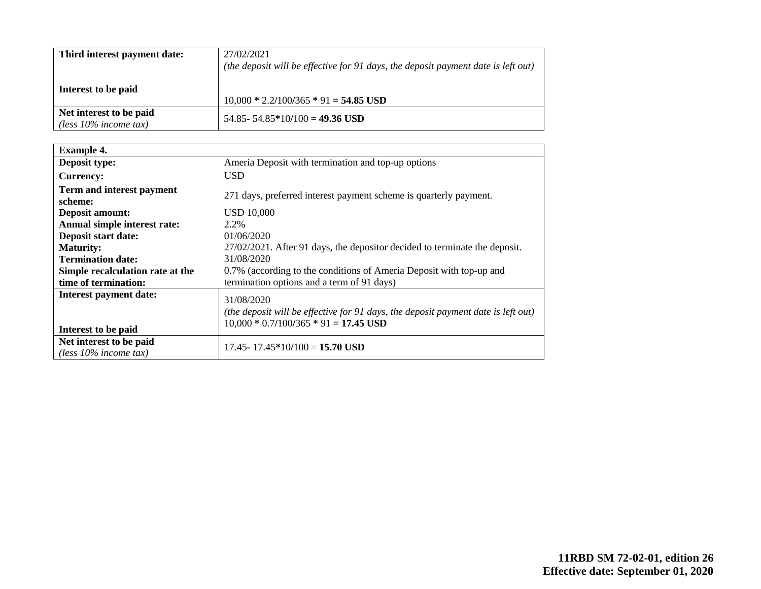| | |
|---|---|
| **Third interest payment date:**<br><br>**Interest to be paid** | 27/02/2021<br>*(the deposit will be effective for 91 days, the deposit payment date is left out)*<br><br>10,000 **\*** 2.2/100/365 **\*** 91 **= 54.85 USD** |
| **Net interest to be paid**<br>*(less 10% income tax)* | 54.85- 54.85**\***10/100 = **49.36 USD** |

| **Example 4.** | |
|---|---|
| **Deposit type:** | Ameria Deposit with termination and top-up options |
| **Currency:** | USD |
| **Term and interest payment scheme:** | 271 days, preferred interest payment scheme is quarterly payment. |
| **Deposit amount:** | USD 10,000 |
| **Annual simple interest rate:** | 2.2% |
| **Deposit start date:** | 01/06/2020 |
| **Maturity:** | 27/02/2021. After 91 days, the depositor decided to terminate the deposit. |
| **Termination date:** | 31/08/2020 |
| **Simple recalculation rate at the time of termination:** | 0.7% (according to the conditions of Ameria Deposit with top-up and termination options and a term of 91 days) |
| **Interest payment date:**<br><br>**Interest to be paid** | 31/08/2020<br>*(the deposit will be effective for 91 days, the deposit payment date is left out)*<br>10,000 **\*** 0.7/100/365 **\*** 91 **= 17.45 USD** |
| **Net interest to be paid**<br>*(less 10% income tax)* | 17.45- 17.45**\***10/100 = **15.70 USD** |